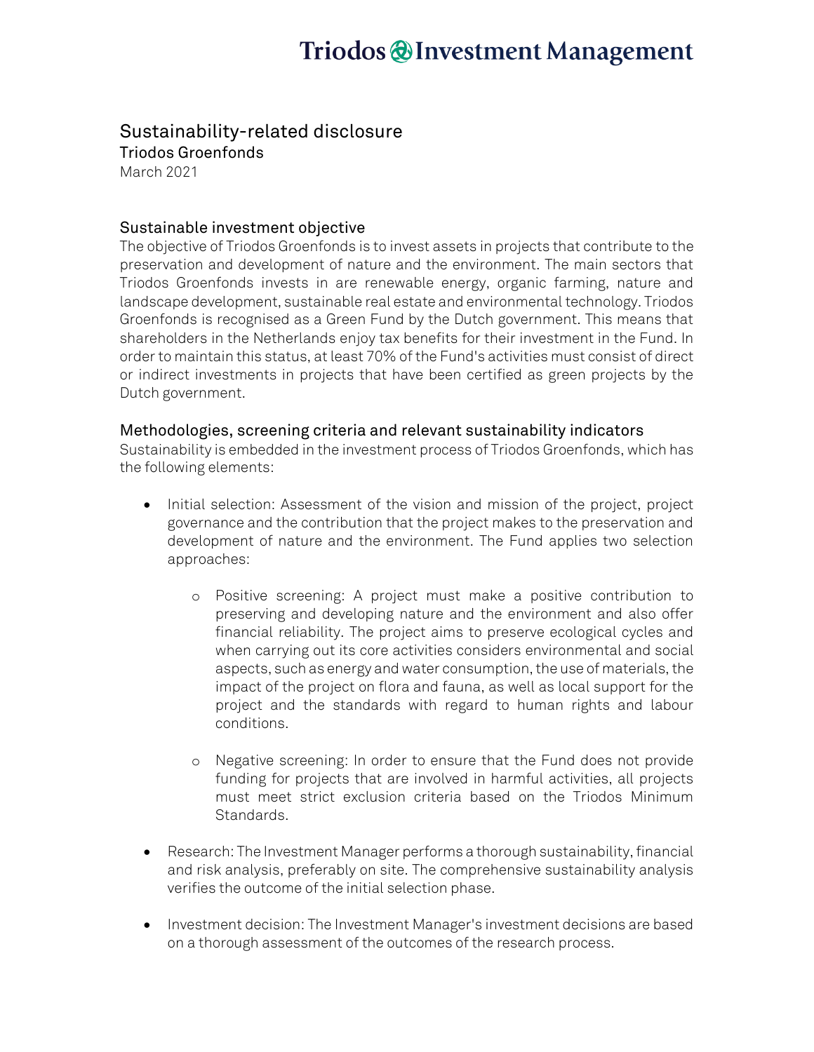# Sustainability-related disclosure

**Triodos Groenfonds**

March 2021

## Sustainable investment objective

The objective of Triodos Groenfonds is to invest assets in projects that contribute to the preservation and development of nature and the environment. The main sectors that Triodos Groenfonds invests in are renewable energy, organic farming, nature and landscape development, sustainable real estate and environmental technology. Triodos Groenfonds is recognised as a Green Fund by the Dutch government. This means that shareholders in the Netherlands enjoy tax benefits for their investment in the Fund. In order to maintain this status, at least 70% of the Fund's activities must consist of direct or indirect investments in projects that have been certified as green projects by the Dutch government.

## Methodologies, screening criteria and relevant sustainability indicators

Sustainability is embedded in the investment process of Triodos Groenfonds, which has the following elements:

- Initial selection: Assessment of the vision and mission of the project, project governance and the contribution that the project makes to the preservation and development of nature and the environment. The Fund applies two selection approaches:
  - Positive screening: A project must make a positive contribution to preserving and developing nature and the environment and also offer financial reliability. The project aims to preserve ecological cycles and when carrying out its core activities considers environmental and social aspects, such as energy and water consumption, the use of materials, the impact of the project on flora and fauna, as well as local support for the project and the standards with regard to human rights and labour conditions.
  - Negative screening: In order to ensure that the Fund does not provide funding for projects that are involved in harmful activities, all projects must meet strict exclusion criteria based on the Triodos Minimum Standards.
- Research: The Investment Manager performs a thorough sustainability, financial and risk analysis, preferably on site. The comprehensive sustainability analysis verifies the outcome of the initial selection phase.
- Investment decision: The Investment Manager's investment decisions are based on a thorough assessment of the outcomes of the research process.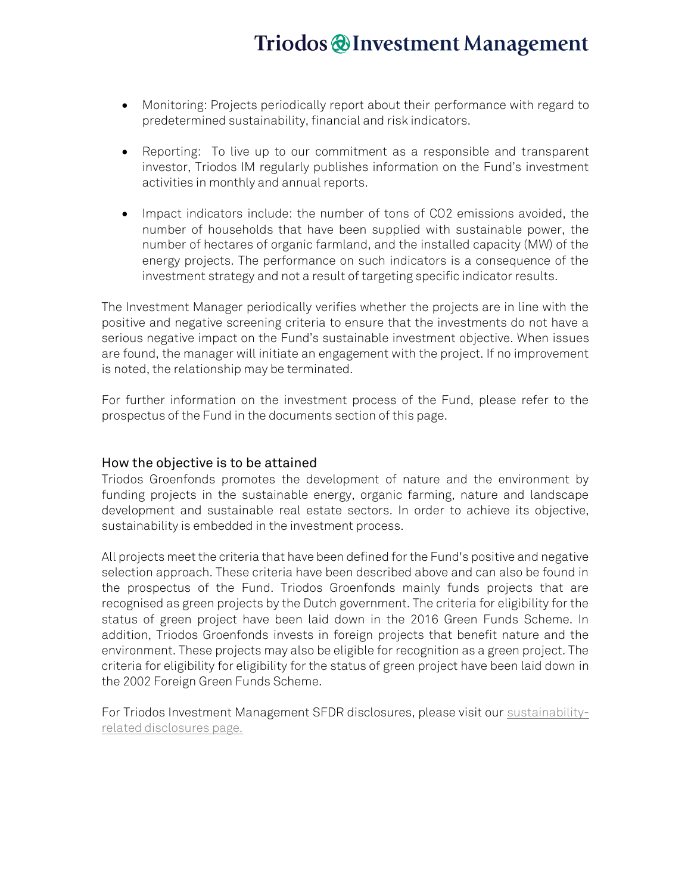- Monitoring: Projects periodically report about their performance with regard to predetermined sustainability, financial and risk indicators.

- Reporting: To live up to our commitment as a responsible and transparent investor, Triodos IM regularly publishes information on the Fund's investment activities in monthly and annual reports.

- Impact indicators include: the number of tons of $CO_2$ emissions avoided, the number of households that have been supplied with sustainable power, the number of hectares of organic farmland, and the installed capacity (MW) of the energy projects. The performance on such indicators is a consequence of the investment strategy and not a result of targeting specific indicator results.

The Investment Manager periodically verifies whether the projects are in line with the positive and negative screening criteria to ensure that the investments do not have a serious negative impact on the Fund's sustainable investment objective. When issues are found, the manager will initiate an engagement with the project. If no improvement is noted, the relationship may be terminated.

For further information on the investment process of the Fund, please refer to the prospectus of the Fund in the documents section of this page.

## How the objective is to be attained

Triodos Groenfonds promotes the development of nature and the environment by funding projects in the sustainable energy, organic farming, nature and landscape development and sustainable real estate sectors. In order to achieve its objective, sustainability is embedded in the investment process.

All projects meet the criteria that have been defined for the Fund's positive and negative selection approach. These criteria have been described above and can also be found in the prospectus of the Fund. Triodos Groenfonds mainly funds projects that are recognised as green projects by the Dutch government. The criteria for eligibility for the status of green project have been laid down in the 2016 Green Funds Scheme. In addition, Triodos Groenfonds invests in foreign projects that benefit nature and the environment. These projects may also be eligible for recognition as a green project. The criteria for eligibility for eligibility for the status of green project have been laid down in the 2002 Foreign Green Funds Scheme.

For Triodos Investment Management SFDR disclosures, please visit our sustainability-related disclosures page.